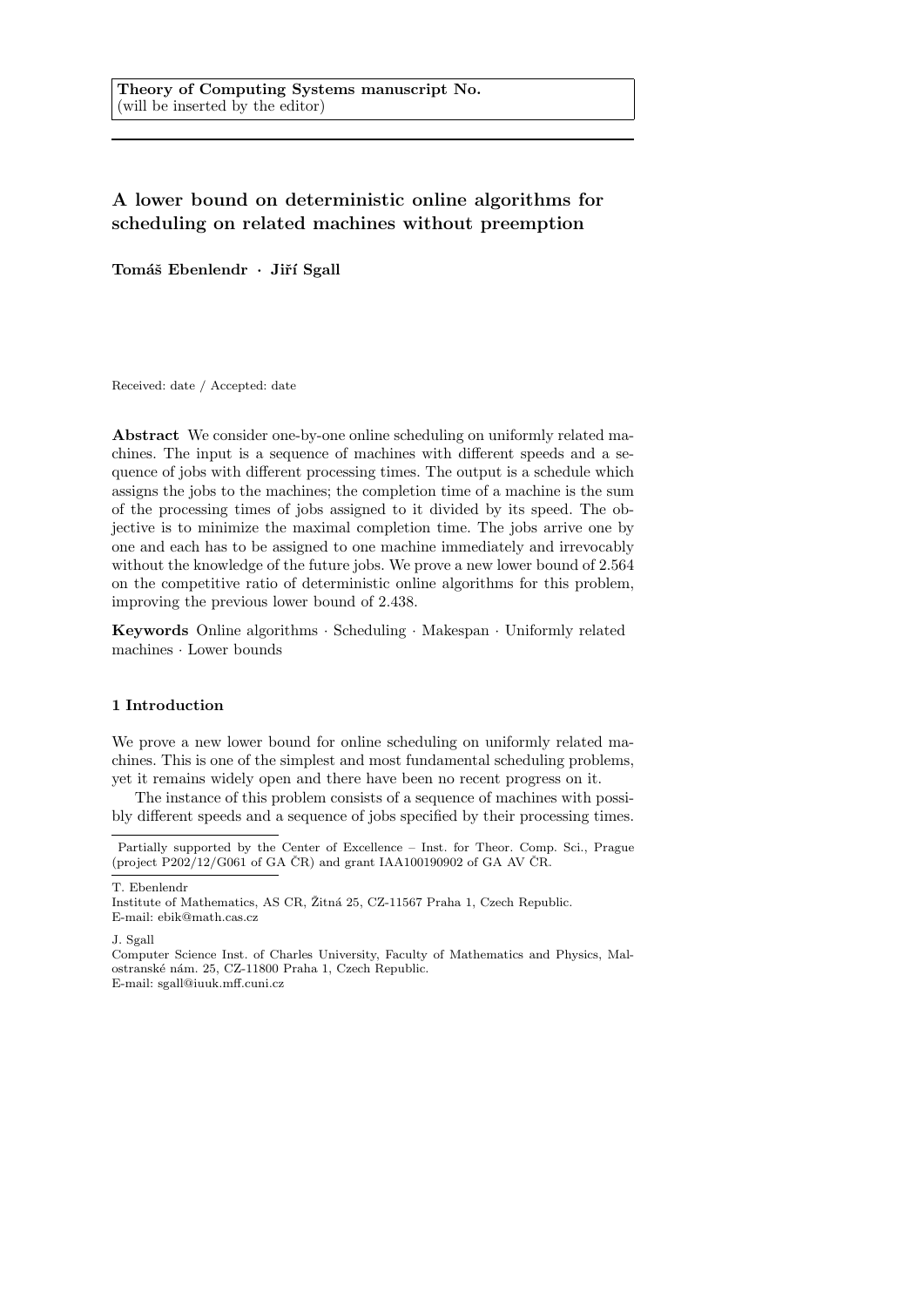**Theory of Computing Systems manuscript No.**
(will be inserted by the editor)

# A lower bound on deterministic online algorithms for scheduling on related machines without preemption

**Tomáš Ebenlendr · Jiří Sgall**

Received: date / Accepted: date

**Abstract** We consider one-by-one online scheduling on uniformly related machines. The input is a sequence of machines with different speeds and a sequence of jobs with different processing times. The output is a schedule which assigns the jobs to the machines; the completion time of a machine is the sum of the processing times of jobs assigned to it divided by its speed. The objective is to minimize the maximal completion time. The jobs arrive one by one and each has to be assigned to one machine immediately and irrevocably without the knowledge of the future jobs. We prove a new lower bound of 2.564 on the competitive ratio of deterministic online algorithms for this problem, improving the previous lower bound of 2.438.

**Keywords** Online algorithms · Scheduling · Makespan · Uniformly related machines · Lower bounds

## 1 Introduction

We prove a new lower bound for online scheduling on uniformly related machines. This is one of the simplest and most fundamental scheduling problems, yet it remains widely open and there have been no recent progress on it.

The instance of this problem consists of a sequence of machines with possibly different speeds and a sequence of jobs specified by their processing times.

---

Partially supported by the Center of Excellence – Inst. for Theor. Comp. Sci., Prague (project P202/12/G061 of GA ČR) and grant IAA100190902 of GA AV ČR.

T. Ebenlendr
Institute of Mathematics, AS CR, Žitná 25, CZ-11567 Praha 1, Czech Republic.
E-mail: ebik@math.cas.cz

J. Sgall
Computer Science Inst. of Charles University, Faculty of Mathematics and Physics, Malostranské nám. 25, CZ-11800 Praha 1, Czech Republic.
E-mail: sgall@iuuk.mff.cuni.cz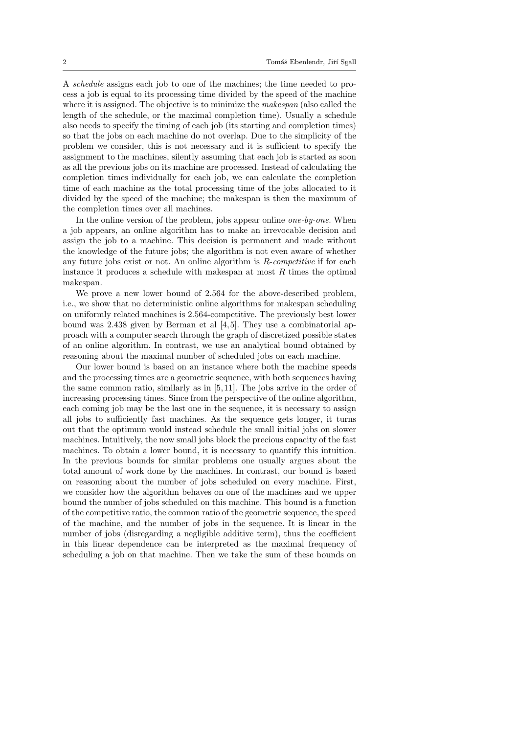A *schedule* assigns each job to one of the machines; the time needed to process a job is equal to its processing time divided by the speed of the machine where it is assigned. The objective is to minimize the *makespan* (also called the length of the schedule, or the maximal completion time). Usually a schedule also needs to specify the timing of each job (its starting and completion times) so that the jobs on each machine do not overlap. Due to the simplicity of the problem we consider, this is not necessary and it is sufficient to specify the assignment to the machines, silently assuming that each job is started as soon as all the previous jobs on its machine are processed. Instead of calculating the completion times individually for each job, we can calculate the completion time of each machine as the total processing time of the jobs allocated to it divided by the speed of the machine; the makespan is then the maximum of the completion times over all machines.

In the online version of the problem, jobs appear online *one-by-one*. When a job appears, an online algorithm has to make an irrevocable decision and assign the job to a machine. This decision is permanent and made without the knowledge of the future jobs; the algorithm is not even aware of whether any future jobs exist or not. An online algorithm is *R-competitive* if for each instance it produces a schedule with makespan at most $R$ times the optimal makespan.

We prove a new lower bound of 2.564 for the above-described problem, i.e., we show that no deterministic online algorithms for makespan scheduling on uniformly related machines is 2.564-competitive. The previously best lower bound was 2.438 given by Berman et al [4,5]. They use a combinatorial approach with a computer search through the graph of discretized possible states of an online algorithm. In contrast, we use an analytical bound obtained by reasoning about the maximal number of scheduled jobs on each machine.

Our lower bound is based on an instance where both the machine speeds and the processing times are a geometric sequence, with both sequences having the same common ratio, similarly as in [5,11]. The jobs arrive in the order of increasing processing times. Since from the perspective of the online algorithm, each coming job may be the last one in the sequence, it is necessary to assign all jobs to sufficiently fast machines. As the sequence gets longer, it turns out that the optimum would instead schedule the small initial jobs on slower machines. Intuitively, the now small jobs block the precious capacity of the fast machines. To obtain a lower bound, it is necessary to quantify this intuition. In the previous bounds for similar problems one usually argues about the total amount of work done by the machines. In contrast, our bound is based on reasoning about the number of jobs scheduled on every machine. First, we consider how the algorithm behaves on one of the machines and we upper bound the number of jobs scheduled on this machine. This bound is a function of the competitive ratio, the common ratio of the geometric sequence, the speed of the machine, and the number of jobs in the sequence. It is linear in the number of jobs (disregarding a negligible additive term), thus the coefficient in this linear dependence can be interpreted as the maximal frequency of scheduling a job on that machine. Then we take the sum of these bounds on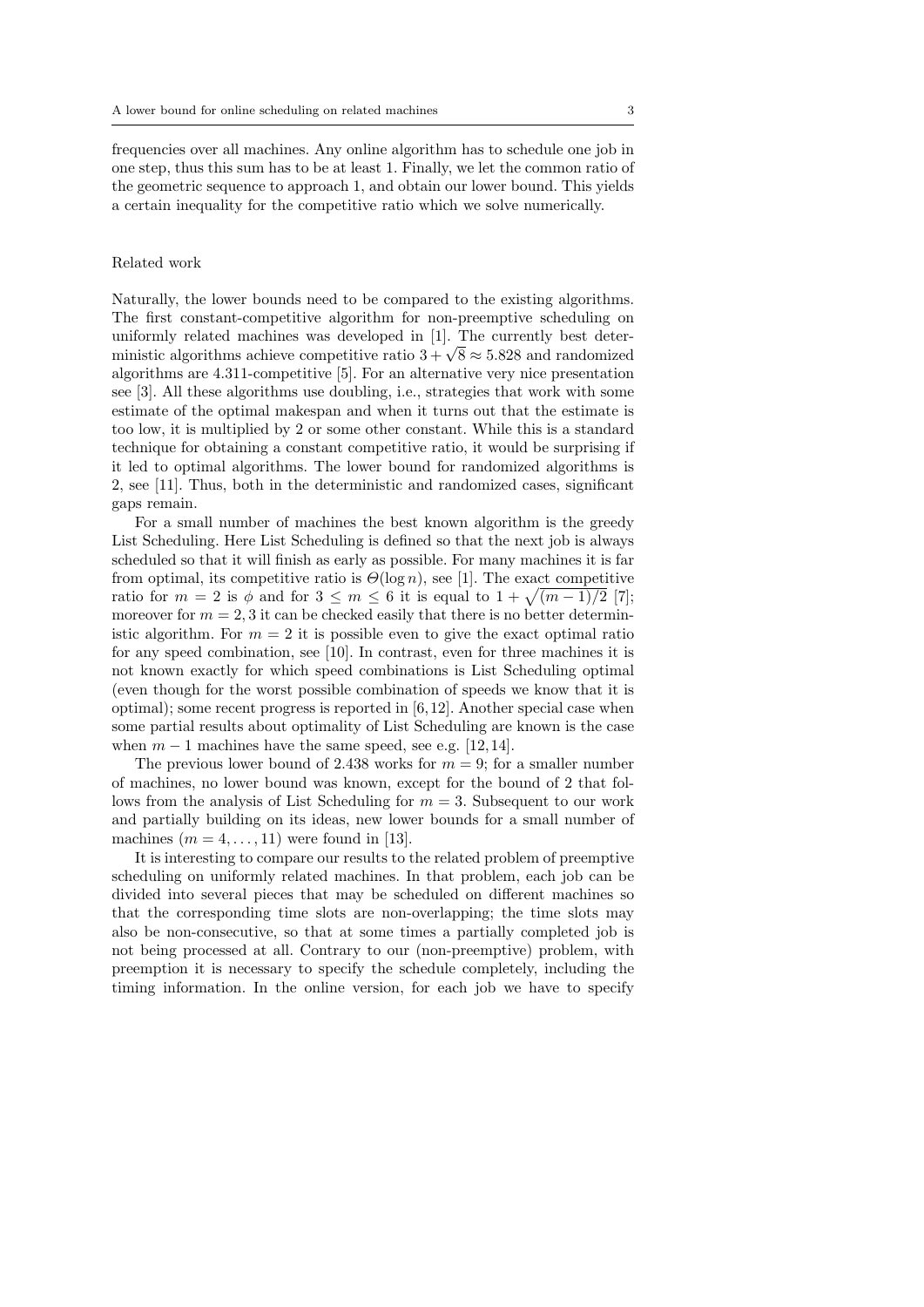frequencies over all machines. Any online algorithm has to schedule one job in one step, thus this sum has to be at least 1. Finally, we let the common ratio of the geometric sequence to approach 1, and obtain our lower bound. This yields a certain inequality for the competitive ratio which we solve numerically.

Related work

Naturally, the lower bounds need to be compared to the existing algorithms. The first constant-competitive algorithm for non-preemptive scheduling on uniformly related machines was developed in [1]. The currently best deterministic algorithms achieve competitive ratio $3 + \sqrt{8} \approx 5.828$ and randomized algorithms are 4.311-competitive [5]. For an alternative very nice presentation see [3]. All these algorithms use doubling, i.e., strategies that work with some estimate of the optimal makespan and when it turns out that the estimate is too low, it is multiplied by 2 or some other constant. While this is a standard technique for obtaining a constant competitive ratio, it would be surprising if it led to optimal algorithms. The lower bound for randomized algorithms is 2, see [11]. Thus, both in the deterministic and randomized cases, significant gaps remain.

For a small number of machines the best known algorithm is the greedy List Scheduling. Here List Scheduling is defined so that the next job is always scheduled so that it will finish as early as possible. For many machines it is far from optimal, its competitive ratio is $\Theta(\log n)$, see [1]. The exact competitive ratio for $m = 2$ is $\phi$ and for $3 \leq m \leq 6$ it is equal to $1 + \sqrt{(m-1)/2}$ [7]; moreover for $m = 2, 3$ it can be checked easily that there is no better deterministic algorithm. For $m = 2$ it is possible even to give the exact optimal ratio for any speed combination, see [10]. In contrast, even for three machines it is not known exactly for which speed combinations is List Scheduling optimal (even though for the worst possible combination of speeds we know that it is optimal); some recent progress is reported in [6,12]. Another special case when some partial results about optimality of List Scheduling are known is the case when $m - 1$ machines have the same speed, see e.g. [12,14].

The previous lower bound of 2.438 works for $m = 9$; for a smaller number of machines, no lower bound was known, except for the bound of 2 that follows from the analysis of List Scheduling for $m = 3$. Subsequent to our work and partially building on its ideas, new lower bounds for a small number of machines ($m = 4, \ldots, 11$) were found in [13].

It is interesting to compare our results to the related problem of preemptive scheduling on uniformly related machines. In that problem, each job can be divided into several pieces that may be scheduled on different machines so that the corresponding time slots are non-overlapping; the time slots may also be non-consecutive, so that at some times a partially completed job is not being processed at all. Contrary to our (non-preemptive) problem, with preemption it is necessary to specify the schedule completely, including the timing information. In the online version, for each job we have to specify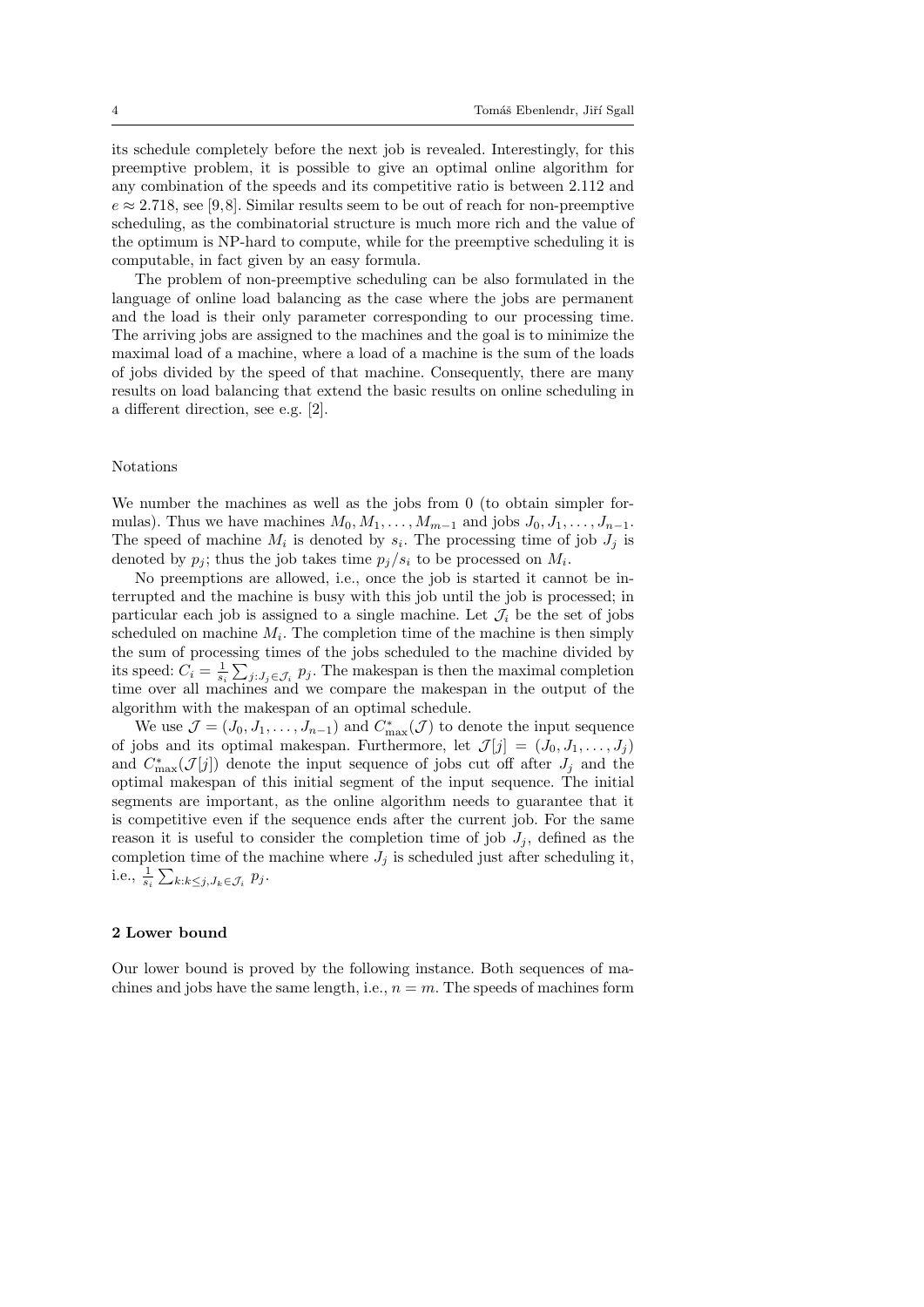its schedule completely before the next job is revealed. Interestingly, for this preemptive problem, it is possible to give an optimal online algorithm for any combination of the speeds and its competitive ratio is between 2.112 and $e \approx 2.718$, see [9,8]. Similar results seem to be out of reach for non-preemptive scheduling, as the combinatorial structure is much more rich and the value of the optimum is NP-hard to compute, while for the preemptive scheduling it is computable, in fact given by an easy formula.

The problem of non-preemptive scheduling can be also formulated in the language of online load balancing as the case where the jobs are permanent and the load is their only parameter corresponding to our processing time. The arriving jobs are assigned to the machines and the goal is to minimize the maximal load of a machine, where a load of a machine is the sum of the loads of jobs divided by the speed of that machine. Consequently, there are many results on load balancing that extend the basic results on online scheduling in a different direction, see e.g. [2].

Notations

We number the machines as well as the jobs from 0 (to obtain simpler formulas). Thus we have machines $M_0, M_1, \ldots, M_{m-1}$ and jobs $J_0, J_1, \ldots, J_{n-1}$. The speed of machine $M_i$ is denoted by $s_i$. The processing time of job $J_j$ is denoted by $p_j$; thus the job takes time $p_j/s_i$ to be processed on $M_i$.

No preemptions are allowed, i.e., once the job is started it cannot be interrupted and the machine is busy with this job until the job is processed; in particular each job is assigned to a single machine. Let $\mathcal{J}_i$ be the set of jobs scheduled on machine $M_i$. The completion time of the machine is then simply the sum of processing times of the jobs scheduled to the machine divided by its speed: $C_i = \frac{1}{s_i} \sum_{j:J_j \in \mathcal{J}_i} p_j$. The makespan is then the maximal completion time over all machines and we compare the makespan in the output of the algorithm with the makespan of an optimal schedule.

We use $\mathcal{J} = (J_0, J_1, \ldots, J_{n-1})$ and $C^*_{\max}(\mathcal{J})$ to denote the input sequence of jobs and its optimal makespan. Furthermore, let $\mathcal{J}[j] = (J_0, J_1, \ldots, J_j)$ and $C^*_{\max}(\mathcal{J}[j])$ denote the input sequence of jobs cut off after $J_j$ and the optimal makespan of this initial segment of the input sequence. The initial segments are important, as the online algorithm needs to guarantee that it is competitive even if the sequence ends after the current job. For the same reason it is useful to consider the completion time of job $J_j$, defined as the completion time of the machine where $J_j$ is scheduled just after scheduling it, i.e., $\frac{1}{s_i} \sum_{k:k \le j, J_k \in \mathcal{J}_i} p_j$.

## 2 Lower bound

Our lower bound is proved by the following instance. Both sequences of machines and jobs have the same length, i.e., $n = m$. The speeds of machines form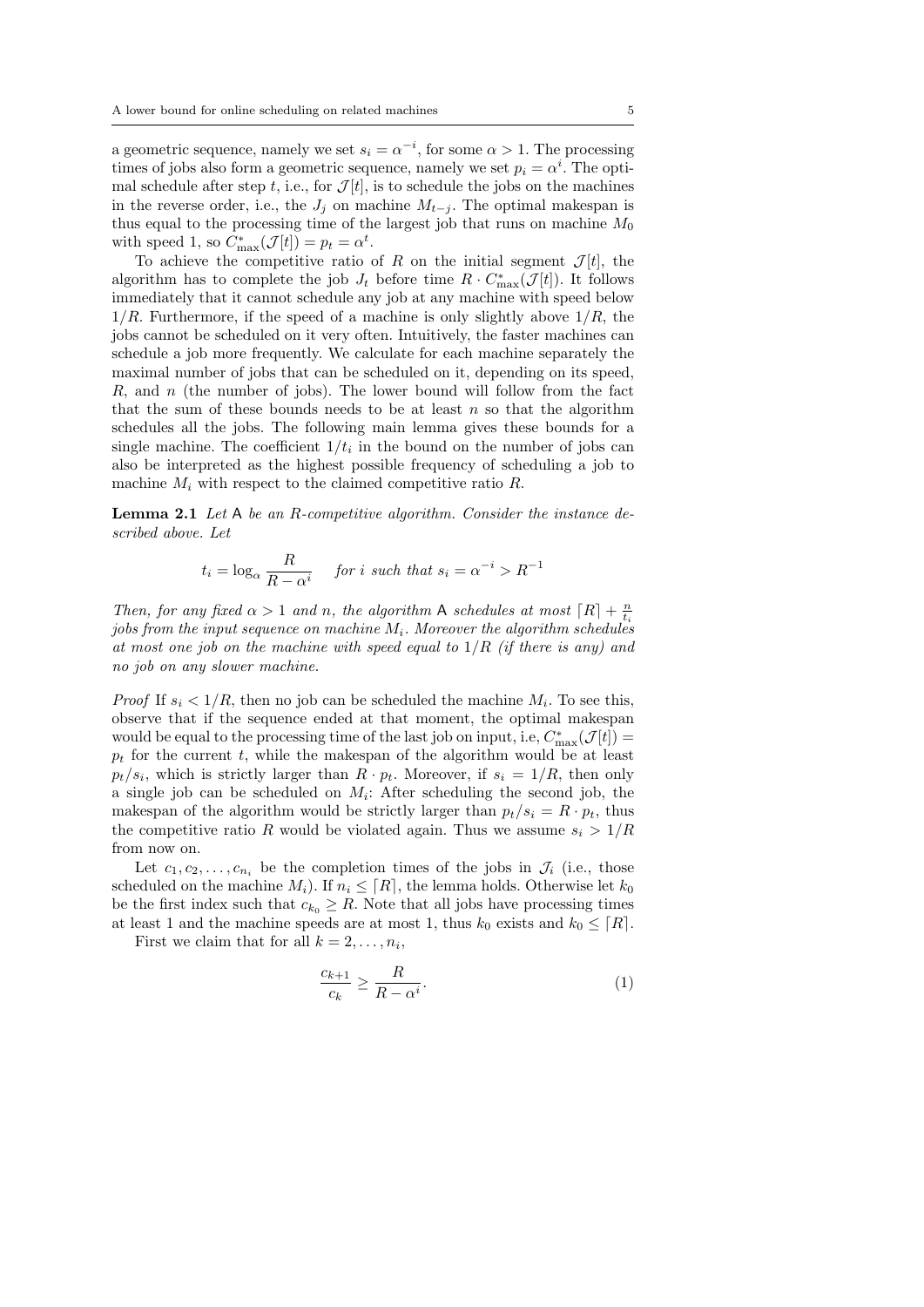a geometric sequence, namely we set $s_i = \alpha^{-i}$, for some $\alpha > 1$. The processing times of jobs also form a geometric sequence, namely we set $p_i = \alpha^i$. The optimal schedule after step $t$, i.e., for $\mathcal{J}[t]$, is to schedule the jobs on the machines in the reverse order, i.e., the $J_j$ on machine $M_{t-j}$. The optimal makespan is thus equal to the processing time of the largest job that runs on machine $M_0$ with speed 1, so $C^*_{\max}(\mathcal{J}[t]) = p_t = \alpha^t$.

To achieve the competitive ratio of $R$ on the initial segment $\mathcal{J}[t]$, the algorithm has to complete the job $J_t$ before time $R \cdot C^*_{\max}(\mathcal{J}[t])$. It follows immediately that it cannot schedule any job at any machine with speed below $1/R$. Furthermore, if the speed of a machine is only slightly above $1/R$, the jobs cannot be scheduled on it very often. Intuitively, the faster machines can schedule a job more frequently. We calculate for each machine separately the maximal number of jobs that can be scheduled on it, depending on its speed, $R$, and $n$ (the number of jobs). The lower bound will follow from the fact that the sum of these bounds needs to be at least $n$ so that the algorithm schedules all the jobs. The following main lemma gives these bounds for a single machine. The coefficient $1/t_i$ in the bound on the number of jobs can also be interpreted as the highest possible frequency of scheduling a job to machine $M_i$ with respect to the claimed competitive ratio $R$.

**Lemma 2.1** *Let* A *be an $R$-competitive algorithm. Consider the instance described above. Let*

$$t_i = \log_\alpha \frac{R}{R - \alpha^i} \quad \textit{for } i \textit{ such that } s_i = \alpha^{-i} > R^{-1}$$

*Then, for any fixed $\alpha > 1$ and $n$, the algorithm* A *schedules at most $\lceil R \rceil + \frac{n}{t_i}$ jobs from the input sequence on machine $M_i$. Moreover the algorithm schedules at most one job on the machine with speed equal to $1/R$ (if there is any) and no job on any slower machine.*

*Proof* If $s_i < 1/R$, then no job can be scheduled the machine $M_i$. To see this, observe that if the sequence ended at that moment, the optimal makespan would be equal to the processing time of the last job on input, i.e, $C^*_{\max}(\mathcal{J}[t]) = p_t$ for the current $t$, while the makespan of the algorithm would be at least $p_t/s_i$, which is strictly larger than $R \cdot p_t$. Moreover, if $s_i = 1/R$, then only a single job can be scheduled on $M_i$: After scheduling the second job, the makespan of the algorithm would be strictly larger than $p_t/s_i = R \cdot p_t$, thus the competitive ratio $R$ would be violated again. Thus we assume $s_i > 1/R$ from now on.

Let $c_1, c_2, \ldots, c_{n_i}$ be the completion times of the jobs in $\mathcal{J}_i$ (i.e., those scheduled on the machine $M_i$). If $n_i \leq \lceil R \rceil$, the lemma holds. Otherwise let $k_0$ be the first index such that $c_{k_0} \geq R$. Note that all jobs have processing times at least 1 and the machine speeds are at most 1, thus $k_0$ exists and $k_0 \leq \lceil R \rceil$.

First we claim that for all $k = 2, \ldots, n_i$,

$$\frac{c_{k+1}}{c_k} \geq \frac{R}{R - \alpha^i}. \tag{1}$$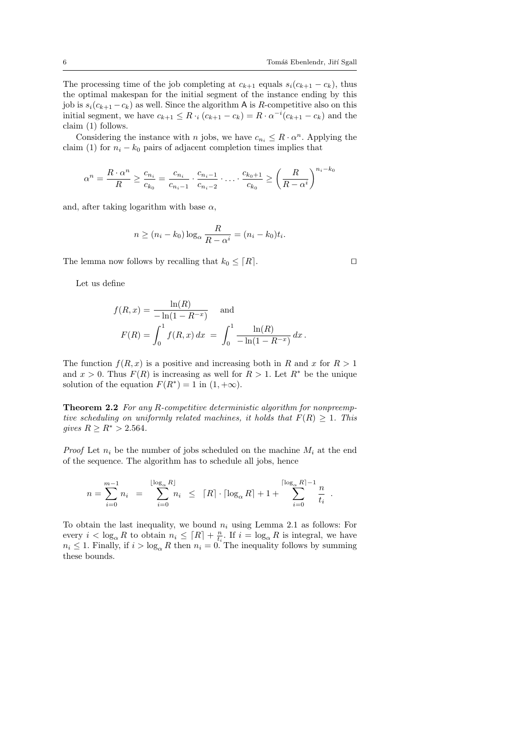The processing time of the job completing at $c_{k+1}$ equals $s_i(c_{k+1} - c_k)$, thus the optimal makespan for the initial segment of the instance ending by this job is $s_i(c_{k+1} - c_k)$ as well. Since the algorithm A is $R$-competitive also on this initial segment, we have $c_{k+1} \le R \cdot_i (c_{k+1} - c_k) = R \cdot \alpha^{-i}(c_{k+1} - c_k)$ and the claim (1) follows.

Considering the instance with $n$ jobs, we have $c_{n_i} \le R \cdot \alpha^n$. Applying the claim (1) for $n_i - k_0$ pairs of adjacent completion times implies that

$$\alpha^n = \frac{R \cdot \alpha^n}{R} \ge \frac{c_{n_i}}{c_{k_0}} = \frac{c_{n_i}}{c_{n_i - 1}} \cdot \frac{c_{n_i-1}}{c_{n_i-2}} \cdot \ldots \cdot \frac{c_{k_0+1}}{c_{k_0}} \ge \left( \frac{R}{R - \alpha^i} \right)^{n_i - k_0}$$

and, after taking logarithm with base $\alpha$,

$$n \ge (n_i - k_0) \log_\alpha \frac{R}{R - \alpha^i} = (n_i - k_0) t_i .$$

The lemma now follows by recalling that $k_0 \le \lceil R \rceil$. ◻

Let us define

$$f(R, x) = \frac{\ln(R)}{-\ln(1 - R^{-x})} \quad \text{and}$$
$$F(R) = \int_0^1 f(R, x)\, dx \; = \; \int_0^1 \frac{\ln(R)}{-\ln(1 - R^{-x})}\, dx \, .$$

The function $f(R, x)$ is a positive and increasing both in $R$ and $x$ for $R > 1$ and $x > 0$. Thus $F(R)$ is increasing as well for $R > 1$. Let $R^*$ be the unique solution of the equation $F(R^*) = 1$ in $(1, +\infty)$.

**Theorem 2.2** *For any $R$-competitive deterministic algorithm for nonpreemptive scheduling on uniformly related machines, it holds that $F(R) \ge 1$. This gives $R \ge R^* > 2.564$.*

*Proof* Let $n_i$ be the number of jobs scheduled on the machine $M_i$ at the end of the sequence. The algorithm has to schedule all jobs, hence

$$n = \sum_{i=0}^{m-1} n_i \;\; = \;\; \sum_{i=0}^{\lfloor \log_\alpha R \rfloor} n_i \;\; \le \;\; \lceil R \rceil \cdot \lceil \log_\alpha R \rceil + 1 + \sum_{i=0}^{\lceil \log_\alpha R \rceil - 1} \frac{n}{t_i} \; .$$

To obtain the last inequality, we bound $n_i$ using Lemma 2.1 as follows: For every $i < \log_\alpha R$ to obtain $n_i \le \lceil R \rceil + \frac{n}{t_i}$. If $i = \log_\alpha R$ is integral, we have $n_i \le 1$. Finally, if $i > \log_\alpha R$ then $n_i = 0$. The inequality follows by summing these bounds.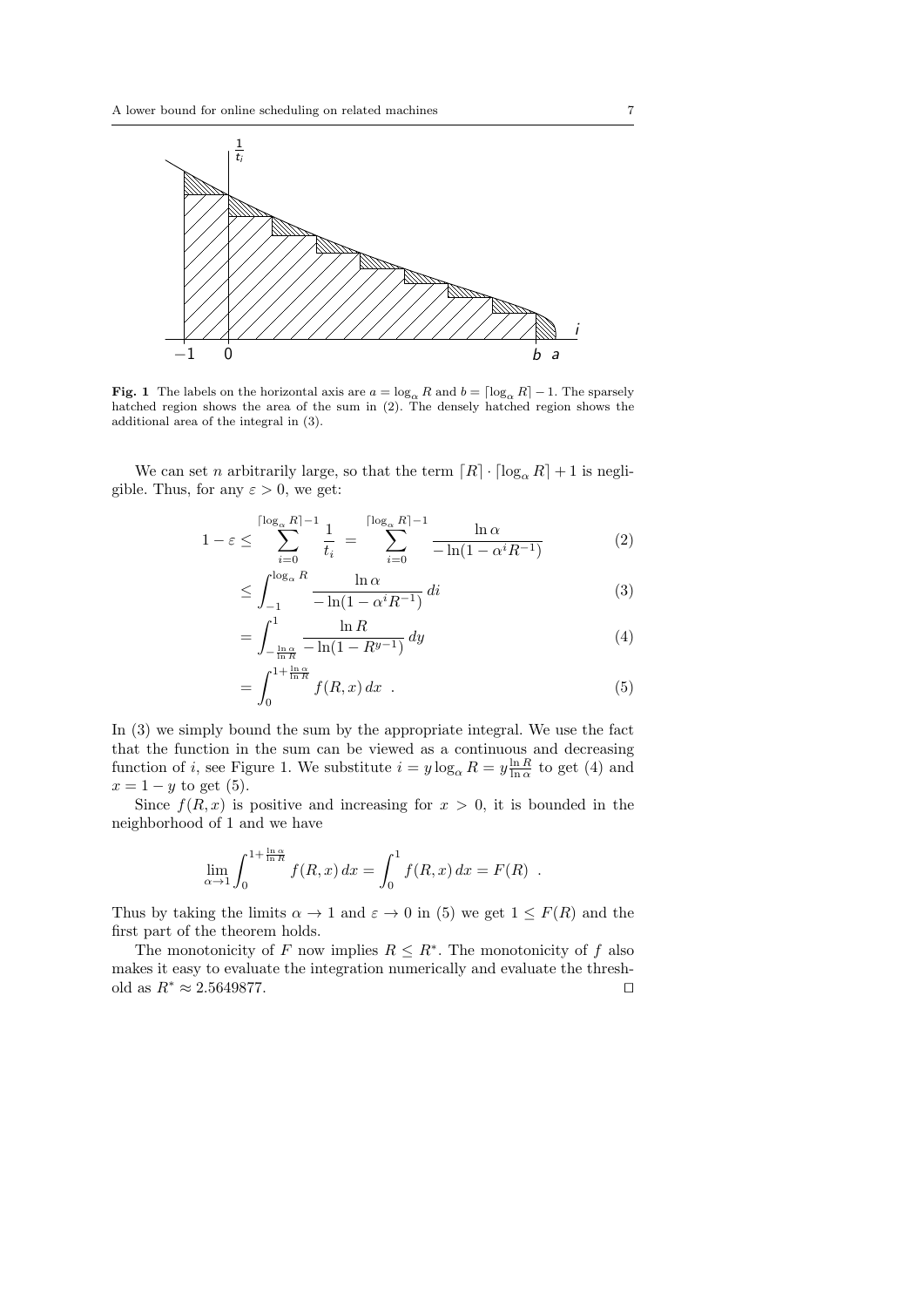**Fig. 1** The labels on the horizontal axis are $a = \log_\alpha R$ and $b = \lceil \log_\alpha R \rceil - 1$. The sparsely hatched region shows the area of the sum in (2). The densely hatched region shows the additional area of the integral in (3).

We can set $n$ arbitrarily large, so that the term $\lceil R \rceil \cdot \lceil \log_\alpha R \rceil + 1$ is negligible. Thus, for any $\varepsilon > 0$, we get:

$$1 - \varepsilon \leq \sum_{i=0}^{\lceil \log_\alpha R \rceil - 1} \frac{1}{t_i} = \sum_{i=0}^{\lceil \log_\alpha R \rceil - 1} \frac{\ln \alpha}{-\ln(1 - \alpha^i R^{-1})} \tag{2}$$

$$\leq \int_{-1}^{\log_\alpha R} \frac{\ln \alpha}{-\ln(1 - \alpha^i R^{-1})} \, di \tag{3}$$

$$= \int_{-\frac{\ln \alpha}{\ln R}}^{1} \frac{\ln R}{-\ln(1 - R^{y-1})} \, dy \tag{4}$$

$$= \int_{0}^{1 + \frac{\ln \alpha}{\ln R}} f(R, x) \, dx \ . \tag{5}$$

In (3) we simply bound the sum by the appropriate integral. We use the fact that the function in the sum can be viewed as a continuous and decreasing function of $i$, see Figure 1. We substitute $i = y \log_\alpha R = y \frac{\ln R}{\ln \alpha}$ to get (4) and $x = 1 - y$ to get (5).

Since $f(R, x)$ is positive and increasing for $x > 0$, it is bounded in the neighborhood of 1 and we have

$$\lim_{\alpha \to 1} \int_{0}^{1 + \frac{\ln \alpha}{\ln R}} f(R, x) \, dx = \int_{0}^{1} f(R, x) \, dx = F(R) \ .$$

Thus by taking the limits $\alpha \to 1$ and $\varepsilon \to 0$ in (5) we get $1 \leq F(R)$ and the first part of the theorem holds.

The monotonicity of $F$ now implies $R \leq R^*$. The monotonicity of $f$ also makes it easy to evaluate the integration numerically and evaluate the threshold as $R^* \approx 2.5649877$. □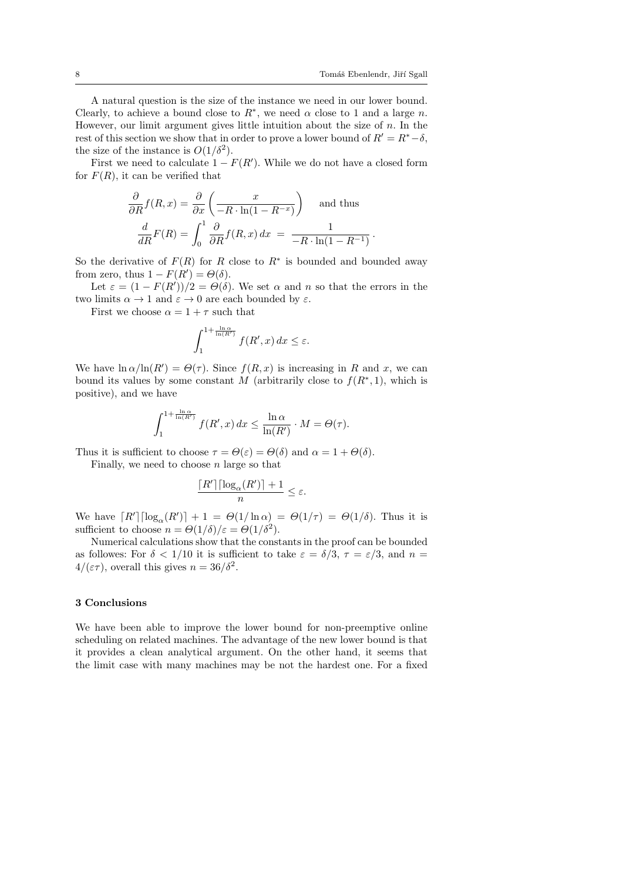A natural question is the size of the instance we need in our lower bound. Clearly, to achieve a bound close to $R^*$, we need $\alpha$ close to 1 and a large $n$. However, our limit argument gives little intuition about the size of $n$. In the rest of this section we show that in order to prove a lower bound of $R' = R^* - \delta$, the size of the instance is $O(1/\delta^2)$.

First we need to calculate $1 - F(R')$. While we do not have a closed form for $F(R)$, it can be verified that

$$\frac{\partial}{\partial R} f(R, x) = \frac{\partial}{\partial x} \left( \frac{x}{-R \cdot \ln(1 - R^{-x})} \right) \quad \text{and thus}$$

$$\frac{d}{dR} F(R) = \int_0^1 \frac{\partial}{\partial R} f(R, x)\, dx \;=\; \frac{1}{-R \cdot \ln(1 - R^{-1})}\,.$$

So the derivative of $F(R)$ for $R$ close to $R^*$ is bounded and bounded away from zero, thus $1 - F(R') = \Theta(\delta)$.

Let $\varepsilon = (1 - F(R'))/2 = \Theta(\delta)$. We set $\alpha$ and $n$ so that the errors in the two limits $\alpha \to 1$ and $\varepsilon \to 0$ are each bounded by $\varepsilon$.

First we choose $\alpha = 1 + \tau$ such that

$$\int_1^{1 + \frac{\ln \alpha}{\ln(R')}} f(R', x)\, dx \leq \varepsilon.$$

We have $\ln \alpha / \ln(R') = \Theta(\tau)$. Since $f(R, x)$ is increasing in $R$ and $x$, we can bound its values by some constant $M$ (arbitrarily close to $f(R^*, 1)$, which is positive), and we have

$$\int_1^{1 + \frac{\ln \alpha}{\ln(R')}} f(R', x)\, dx \leq \frac{\ln \alpha}{\ln(R')} \cdot M = \Theta(\tau).$$

Thus it is sufficient to choose $\tau = \Theta(\varepsilon) = \Theta(\delta)$ and $\alpha = 1 + \Theta(\delta)$.

Finally, we need to choose $n$ large so that

$$\frac{\lceil R' \rceil \lceil \log_\alpha(R') \rceil + 1}{n} \leq \varepsilon.$$

We have $\lceil R' \rceil \lceil \log_\alpha(R') \rceil + 1 = \Theta(1/\ln \alpha) = \Theta(1/\tau) = \Theta(1/\delta)$. Thus it is sufficient to choose $n = \Theta(1/\delta)/\varepsilon = \Theta(1/\delta^2)$.

Numerical calculations show that the constants in the proof can be bounded as followes: For $\delta < 1/10$ it is sufficient to take $\varepsilon = \delta/3$, $\tau = \varepsilon/3$, and $n = 4/(\varepsilon\tau)$, overall this gives $n = 36/\delta^2$.

## 3 Conclusions

We have been able to improve the lower bound for non-preemptive online scheduling on related machines. The advantage of the new lower bound is that it provides a clean analytical argument. On the other hand, it seems that the limit case with many machines may be not the hardest one. For a fixed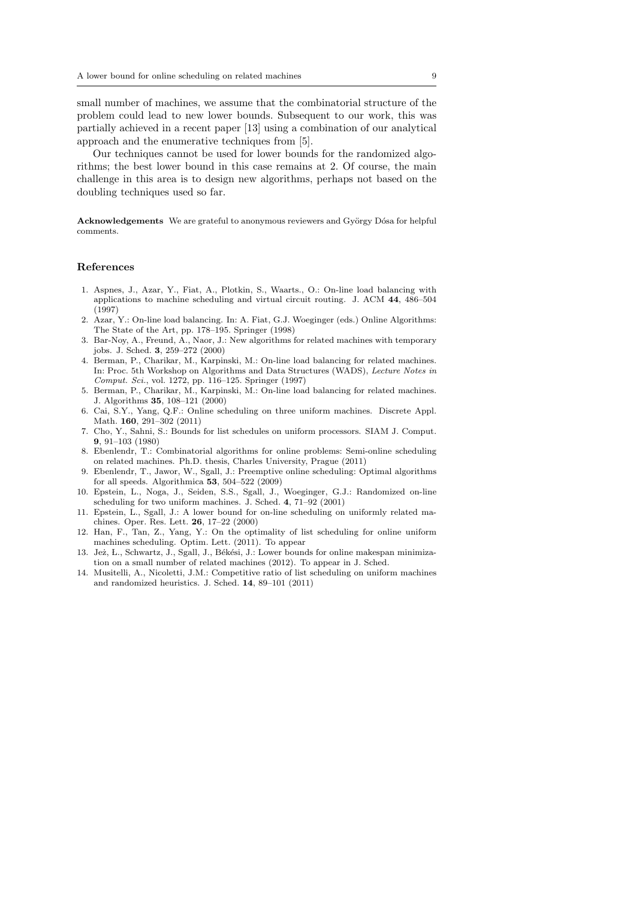small number of machines, we assume that the combinatorial structure of the problem could lead to new lower bounds. Subsequent to our work, this was partially achieved in a recent paper [13] using a combination of our analytical approach and the enumerative techniques from [5].

Our techniques cannot be used for lower bounds for the randomized algorithms; the best lower bound in this case remains at 2. Of course, the main challenge in this area is to design new algorithms, perhaps not based on the doubling techniques used so far.

**Acknowledgements** We are grateful to anonymous reviewers and György Dósa for helpful comments.

## References

1. Aspnes, J., Azar, Y., Fiat, A., Plotkin, S., Waarts., O.: On-line load balancing with applications to machine scheduling and virtual circuit routing. J. ACM **44**, 486–504 (1997)
2. Azar, Y.: On-line load balancing. In: A. Fiat, G.J. Woeginger (eds.) Online Algorithms: The State of the Art, pp. 178–195. Springer (1998)
3. Bar-Noy, A., Freund, A., Naor, J.: New algorithms for related machines with temporary jobs. J. Sched. **3**, 259–272 (2000)
4. Berman, P., Charikar, M., Karpinski, M.: On-line load balancing for related machines. In: Proc. 5th Workshop on Algorithms and Data Structures (WADS), *Lecture Notes in Comput. Sci.*, vol. 1272, pp. 116–125. Springer (1997)
5. Berman, P., Charikar, M., Karpinski, M.: On-line load balancing for related machines. J. Algorithms **35**, 108–121 (2000)
6. Cai, S.Y., Yang, Q.F.: Online scheduling on three uniform machines. Discrete Appl. Math. **160**, 291–302 (2011)
7. Cho, Y., Sahni, S.: Bounds for list schedules on uniform processors. SIAM J. Comput. **9**, 91–103 (1980)
8. Ebenlendr, T.: Combinatorial algorithms for online problems: Semi-online scheduling on related machines. Ph.D. thesis, Charles University, Prague (2011)
9. Ebenlendr, T., Jawor, W., Sgall, J.: Preemptive online scheduling: Optimal algorithms for all speeds. Algorithmica **53**, 504–522 (2009)
10. Epstein, L., Noga, J., Seiden, S.S., Sgall, J., Woeginger, G.J.: Randomized on-line scheduling for two uniform machines. J. Sched. **4**, 71–92 (2001)
11. Epstein, L., Sgall, J.: A lower bound for on-line scheduling on uniformly related machines. Oper. Res. Lett. **26**, 17–22 (2000)
12. Han, F., Tan, Z., Yang, Y.: On the optimality of list scheduling for online uniform machines scheduling. Optim. Lett. (2011). To appear
13. Jeż, Ł., Schwartz, J., Sgall, J., Békési, J.: Lower bounds for online makespan minimization on a small number of related machines (2012). To appear in J. Sched.
14. Musitelli, A., Nicoletti, J.M.: Competitive ratio of list scheduling on uniform machines and randomized heuristics. J. Sched. **14**, 89–101 (2011)